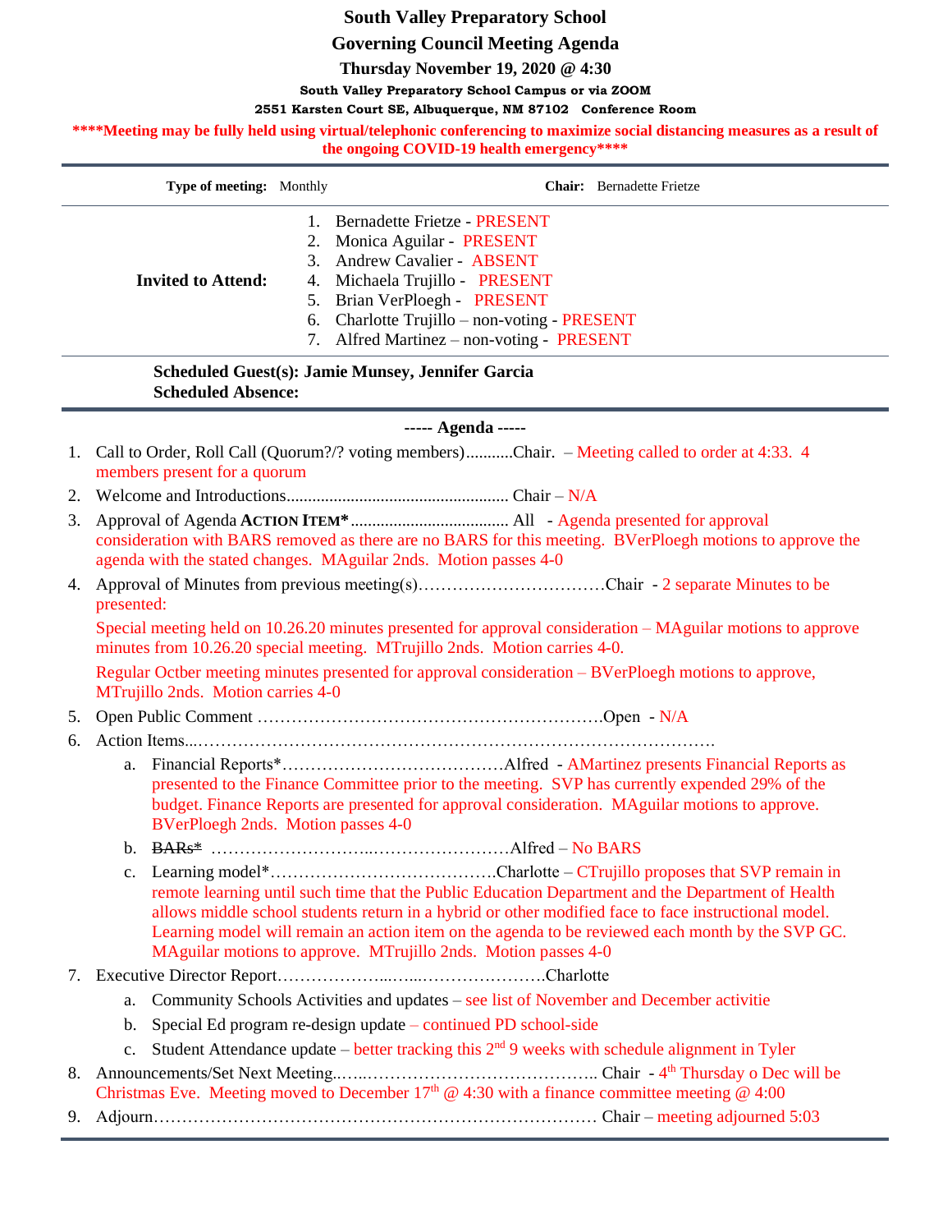# South Valley Preparatory School

## Governing Council Meeting Agenda

### Thursday November 19, 2020 @ 4:30

**South Valley Preparatory School Campus or via ZOOM**

**2551 Karsten Court SE, Albuquerque, NM 87102 Conference Room**

**\*\*\*\*Meeting may be fully held using virtual/telephonic conferencing to maximize social distancing measures as a result of the ongoing COVID-19 health emergency\*\*\*\***

| **Type of meeting:** Monthly | **Chair:** Bernadette Frietze |
|---|---|
| **Invited to Attend:** | 1. Bernadette Frietze - PRESENT<br>2. Monica Aguilar - PRESENT<br>3. Andrew Cavalier - ABSENT<br>4. Michaela Trujillo - PRESENT<br>5. Brian VerPloegh - PRESENT<br>6. Charlotte Trujillo – non-voting - PRESENT<br>7. Alfred Martinez – non-voting - PRESENT |

**Scheduled Guest(s): Jamie Munsey, Jennifer Garcia**
**Scheduled Absence:**

**----- Agenda -----**

1. Call to Order, Roll Call (Quorum?/? voting members)...........Chair. – Meeting called to order at 4:33. 4 members present for a quorum
2. Welcome and Introductions.................................................... Chair – N/A
3. Approval of Agenda **ACTION ITEM\***..................................... All - Agenda presented for approval consideration with BARS removed as there are no BARS for this meeting. BVerPloegh motions to approve the agenda with the stated changes. MAguilar 2nds. Motion passes 4-0
4. Approval of Minutes from previous meeting(s)……………………………Chair - 2 separate Minutes to be presented:

   Special meeting held on 10.26.20 minutes presented for approval consideration – MAguilar motions to approve minutes from 10.26.20 special meeting. MTrujillo 2nds. Motion carries 4-0.

   Regular Octber meeting minutes presented for approval consideration – BVerPloegh motions to approve, MTrujillo 2nds. Motion carries 4-0
5. Open Public Comment …………………………………………………….Open - N/A
6. Action Items...……………………………………………………………………………
   a. Financial Reports\*…………………………………Alfred - AMartinez presents Financial Reports as presented to the Finance Committee prior to the meeting. SVP has currently expended 29% of the budget. Finance Reports are presented for approval consideration. MAguilar motions to approve. BVerPloegh 2nds. Motion passes 4-0
   b. ~~BARs\*~~ ………………………..……………………Alfred – No BARS
   c. Learning model\*………………………………….Charlotte – CTrujillo proposes that SVP remain in remote learning until such time that the Public Education Department and the Department of Health allows middle school students return in a hybrid or other modified face to face instructional model. Learning model will remain an action item on the agenda to be reviewed each month by the SVP GC. MAguilar motions to approve. MTrujillo 2nds. Motion passes 4-0
7. Executive Director Report………………..…...…………………Charlotte
   a. Community Schools Activities and updates – see list of November and December activitie
   b. Special Ed program re-design update – continued PD school-side
   c. Student Attendance update – better tracking this 2nd 9 weeks with schedule alignment in Tyler
8. Announcements/Set Next Meeting..…..………………………………….. Chair - 4th Thursday o Dec will be Christmas Eve. Meeting moved to December 17th @ 4:30 with a finance committee meeting @ 4:00
9. Adjourn…………………………………………………………………… Chair – meeting adjourned 5:03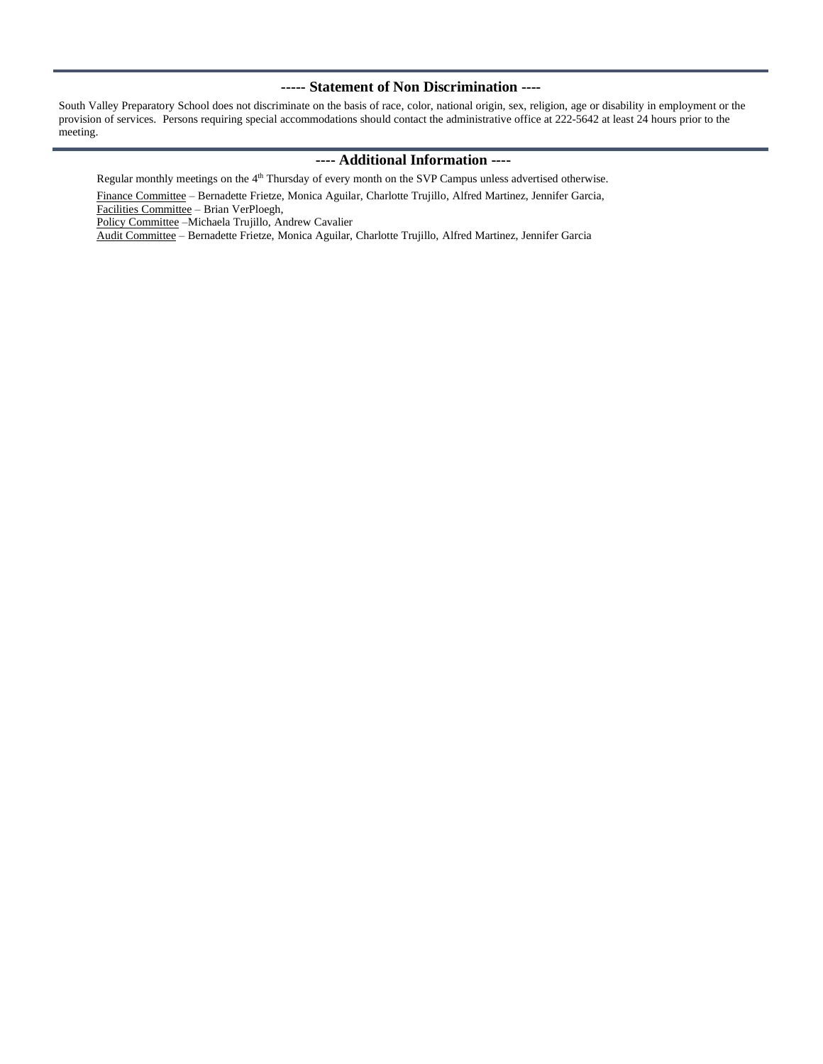## ----- Statement of Non Discrimination ----

South Valley Preparatory School does not discriminate on the basis of race, color, national origin, sex, religion, age or disability in employment or the provision of services. Persons requiring special accommodations should contact the administrative office at 222-5642 at least 24 hours prior to the meeting.

## ---- Additional Information ----

Regular monthly meetings on the 4th Thursday of every month on the SVP Campus unless advertised otherwise.

Finance Committee – Bernadette Frietze, Monica Aguilar, Charlotte Trujillo, Alfred Martinez, Jennifer Garcia,
Facilities Committee – Brian VerPloegh,
Policy Committee –Michaela Trujillo, Andrew Cavalier
Audit Committee – Bernadette Frietze, Monica Aguilar, Charlotte Trujillo, Alfred Martinez, Jennifer Garcia